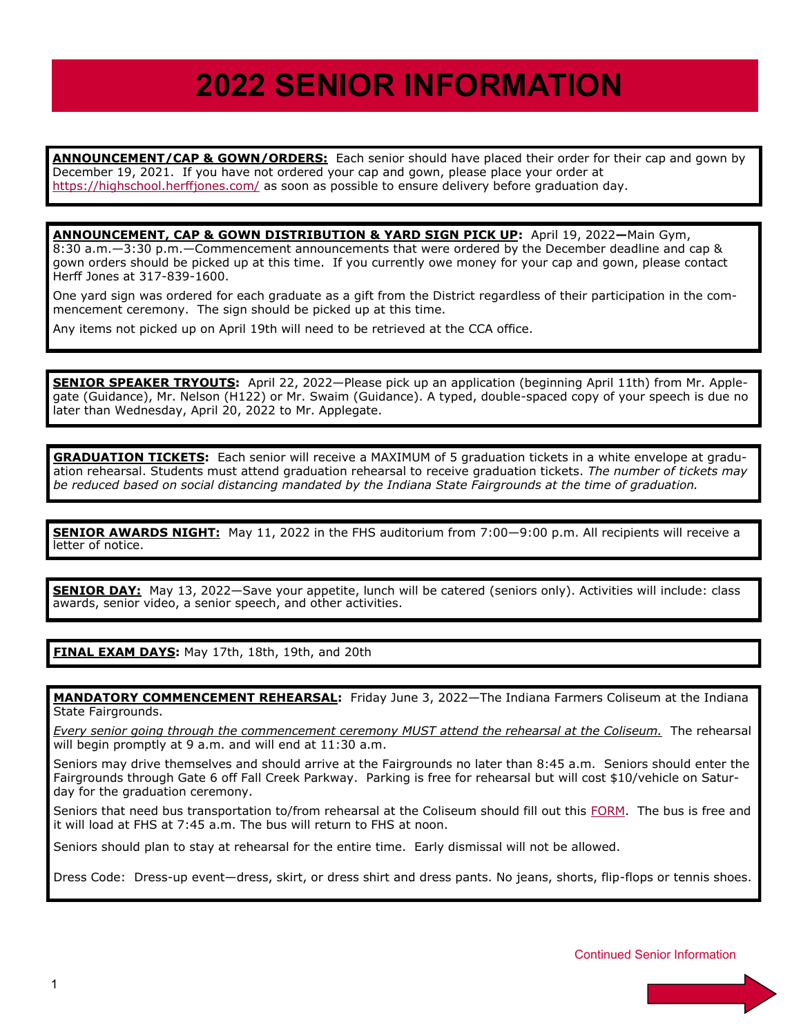# 2022 SENIOR INFORMATION

**ANNOUNCEMENT/CAP & GOWN/ORDERS:** Each senior should have placed their order for their cap and gown by December 19, 2021. If you have not ordered your cap and gown, please place your order at https://highschool.herffjones.com/ as soon as possible to ensure delivery before graduation day.

**ANNOUNCEMENT, CAP & GOWN DISTRIBUTION & YARD SIGN PICK UP:** April 19, 2022—Main Gym, 8:30 a.m.—3:30 p.m.—Commencement announcements that were ordered by the December deadline and cap & gown orders should be picked up at this time. If you currently owe money for your cap and gown, please contact Herff Jones at 317-839-1600.

One yard sign was ordered for each graduate as a gift from the District regardless of their participation in the commencement ceremony. The sign should be picked up at this time.

Any items not picked up on April 19th will need to be retrieved at the CCA office.

**SENIOR SPEAKER TRYOUTS:** April 22, 2022—Please pick up an application (beginning April 11th) from Mr. Applegate (Guidance), Mr. Nelson (H122) or Mr. Swaim (Guidance). A typed, double-spaced copy of your speech is due no later than Wednesday, April 20, 2022 to Mr. Applegate.

**GRADUATION TICKETS:** Each senior will receive a MAXIMUM of 5 graduation tickets in a white envelope at graduation rehearsal. Students must attend graduation rehearsal to receive graduation tickets. *The number of tickets may be reduced based on social distancing mandated by the Indiana State Fairgrounds at the time of graduation.*

**SENIOR AWARDS NIGHT:** May 11, 2022 in the FHS auditorium from 7:00—9:00 p.m. All recipients will receive a letter of notice.

**SENIOR DAY:** May 13, 2022—Save your appetite, lunch will be catered (seniors only). Activities will include: class awards, senior video, a senior speech, and other activities.

**FINAL EXAM DAYS:** May 17th, 18th, 19th, and 20th

**MANDATORY COMMENCEMENT REHEARSAL:** Friday June 3, 2022—The Indiana Farmers Coliseum at the Indiana State Fairgrounds.

*Every senior going through the commencement ceremony MUST attend the rehearsal at the Coliseum.* The rehearsal will begin promptly at 9 a.m. and will end at 11:30 a.m.

Seniors may drive themselves and should arrive at the Fairgrounds no later than 8:45 a.m. Seniors should enter the Fairgrounds through Gate 6 off Fall Creek Parkway. Parking is free for rehearsal but will cost $10/vehicle on Saturday for the graduation ceremony.

Seniors that need bus transportation to/from rehearsal at the Coliseum should fill out this FORM. The bus is free and it will load at FHS at 7:45 a.m. The bus will return to FHS at noon.

Seniors should plan to stay at rehearsal for the entire time. Early dismissal will not be allowed.

Dress Code: Dress-up event—dress, skirt, or dress shirt and dress pants. No jeans, shorts, flip-flops or tennis shoes.

Continued Senior Information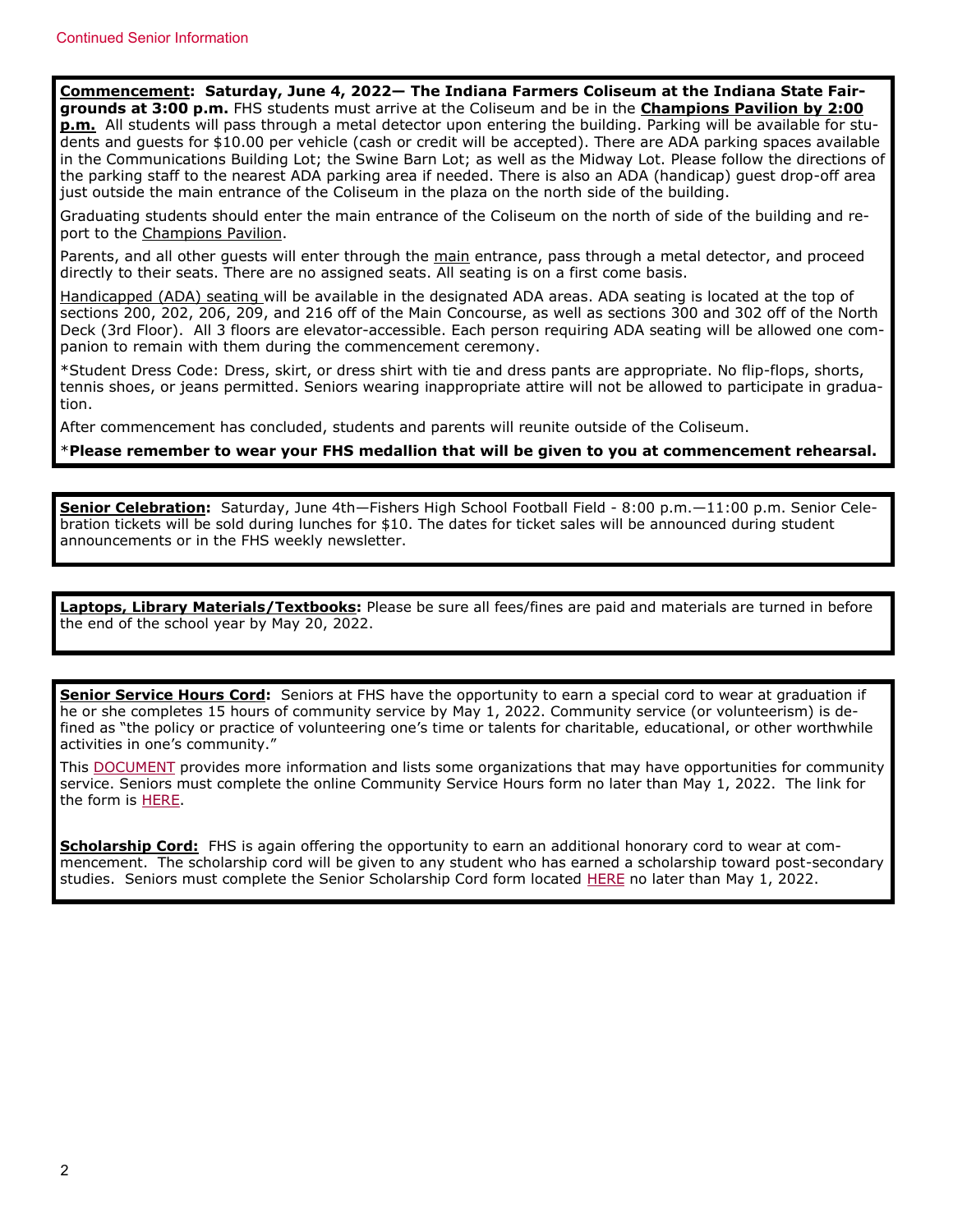Continued Senior Information

**Commencement: Saturday, June 4, 2022— The Indiana Farmers Coliseum at the Indiana State Fairgrounds at 3:00 p.m.** FHS students must arrive at the Coliseum and be in the **Champions Pavilion by 2:00 p.m.** All students will pass through a metal detector upon entering the building. Parking will be available for students and guests for $10.00 per vehicle (cash or credit will be accepted). There are ADA parking spaces available in the Communications Building Lot; the Swine Barn Lot; as well as the Midway Lot. Please follow the directions of the parking staff to the nearest ADA parking area if needed. There is also an ADA (handicap) guest drop-off area just outside the main entrance of the Coliseum in the plaza on the north side of the building.

Graduating students should enter the main entrance of the Coliseum on the north of side of the building and report to the Champions Pavilion.

Parents, and all other guests will enter through the main entrance, pass through a metal detector, and proceed directly to their seats. There are no assigned seats. All seating is on a first come basis.

Handicapped (ADA) seating will be available in the designated ADA areas. ADA seating is located at the top of sections 200, 202, 206, 209, and 216 off of the Main Concourse, as well as sections 300 and 302 off of the North Deck (3rd Floor). All 3 floors are elevator-accessible. Each person requiring ADA seating will be allowed one companion to remain with them during the commencement ceremony.

*Student Dress Code: Dress, skirt, or dress shirt with tie and dress pants are appropriate. No flip-flops, shorts, tennis shoes, or jeans permitted. Seniors wearing inappropriate attire will not be allowed to participate in graduation.

After commencement has concluded, students and parents will reunite outside of the Coliseum.

***Please remember to wear your FHS medallion that will be given to you at commencement rehearsal.**

**Senior Celebration:** Saturday, June 4th—Fishers High School Football Field - 8:00 p.m.—11:00 p.m. Senior Celebration tickets will be sold during lunches for $10. The dates for ticket sales will be announced during student announcements or in the FHS weekly newsletter.

**Laptops, Library Materials/Textbooks:** Please be sure all fees/fines are paid and materials are turned in before the end of the school year by May 20, 2022.

**Senior Service Hours Cord:** Seniors at FHS have the opportunity to earn a special cord to wear at graduation if he or she completes 15 hours of community service by May 1, 2022. Community service (or volunteerism) is defined as "the policy or practice of volunteering one's time or talents for charitable, educational, or other worthwhile activities in one's community."

This DOCUMENT provides more information and lists some organizations that may have opportunities for community service. Seniors must complete the online Community Service Hours form no later than May 1, 2022. The link for the form is HERE.

**Scholarship Cord:** FHS is again offering the opportunity to earn an additional honorary cord to wear at commencement. The scholarship cord will be given to any student who has earned a scholarship toward post-secondary studies. Seniors must complete the Senior Scholarship Cord form located HERE no later than May 1, 2022.